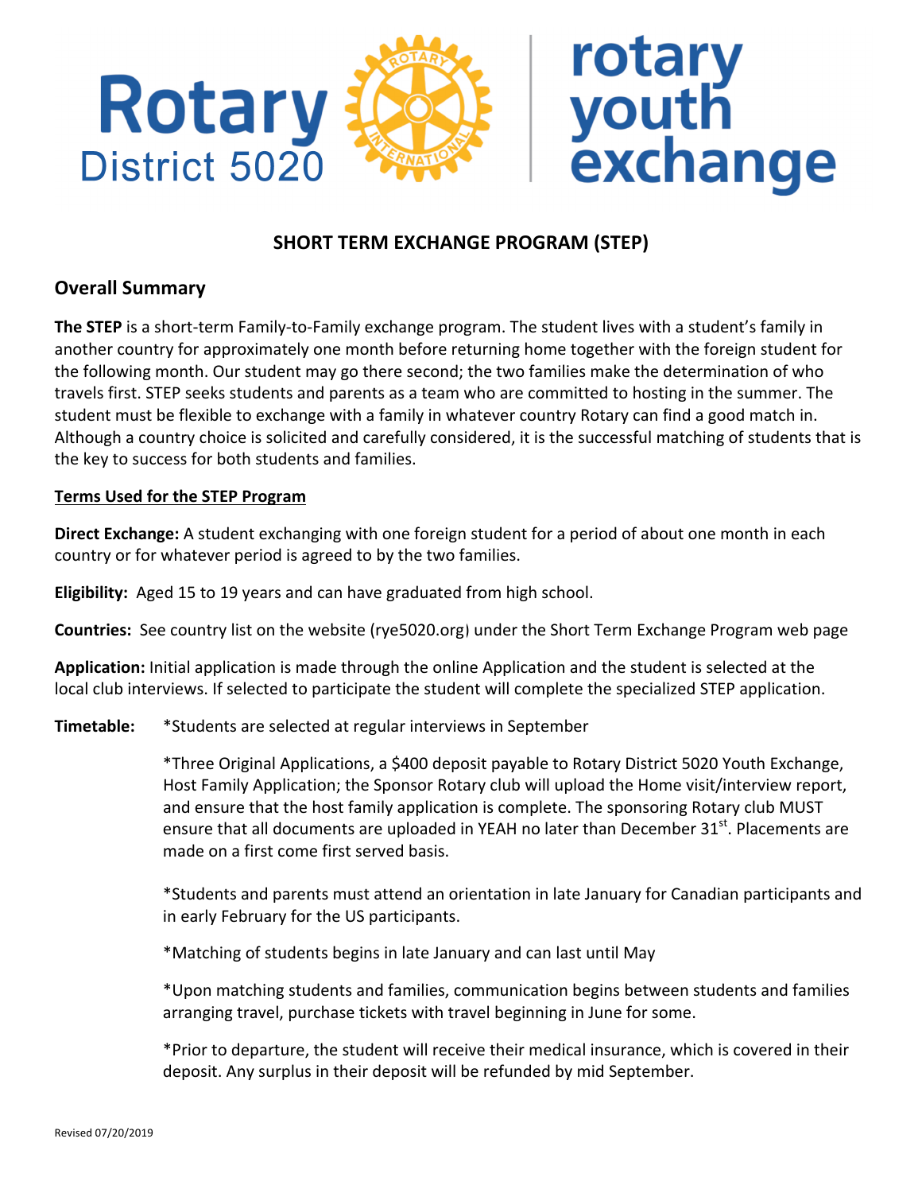Rotary District 5020 | rotary youth exchange

## SHORT TERM EXCHANGE PROGRAM (STEP)

### Overall Summary

**The STEP** is a short-term Family-to-Family exchange program. The student lives with a student's family in another country for approximately one month before returning home together with the foreign student for the following month. Our student may go there second; the two families make the determination of who travels first. STEP seeks students and parents as a team who are committed to hosting in the summer. The student must be flexible to exchange with a family in whatever country Rotary can find a good match in. Although a country choice is solicited and carefully considered, it is the successful matching of students that is the key to success for both students and families.

**Terms Used for the STEP Program**

**Direct Exchange:** A student exchanging with one foreign student for a period of about one month in each country or for whatever period is agreed to by the two families.

**Eligibility:** Aged 15 to 19 years and can have graduated from high school.

**Countries:** See country list on the website (rye5020.org) under the Short Term Exchange Program web page

**Application:** Initial application is made through the online Application and the student is selected at the local club interviews. If selected to participate the student will complete the specialized STEP application.

**Timetable:**

*Students are selected at regular interviews in September

*Three Original Applications, a $400 deposit payable to Rotary District 5020 Youth Exchange, Host Family Application; the Sponsor Rotary club will upload the Home visit/interview report, and ensure that the host family application is complete. The sponsoring Rotary club MUST ensure that all documents are uploaded in YEAH no later than December 31st. Placements are made on a first come first served basis.

*Students and parents must attend an orientation in late January for Canadian participants and in early February for the US participants.

*Matching of students begins in late January and can last until May

*Upon matching students and families, communication begins between students and families arranging travel, purchase tickets with travel beginning in June for some.

*Prior to departure, the student will receive their medical insurance, which is covered in their deposit. Any surplus in their deposit will be refunded by mid September.

Revised 07/20/2019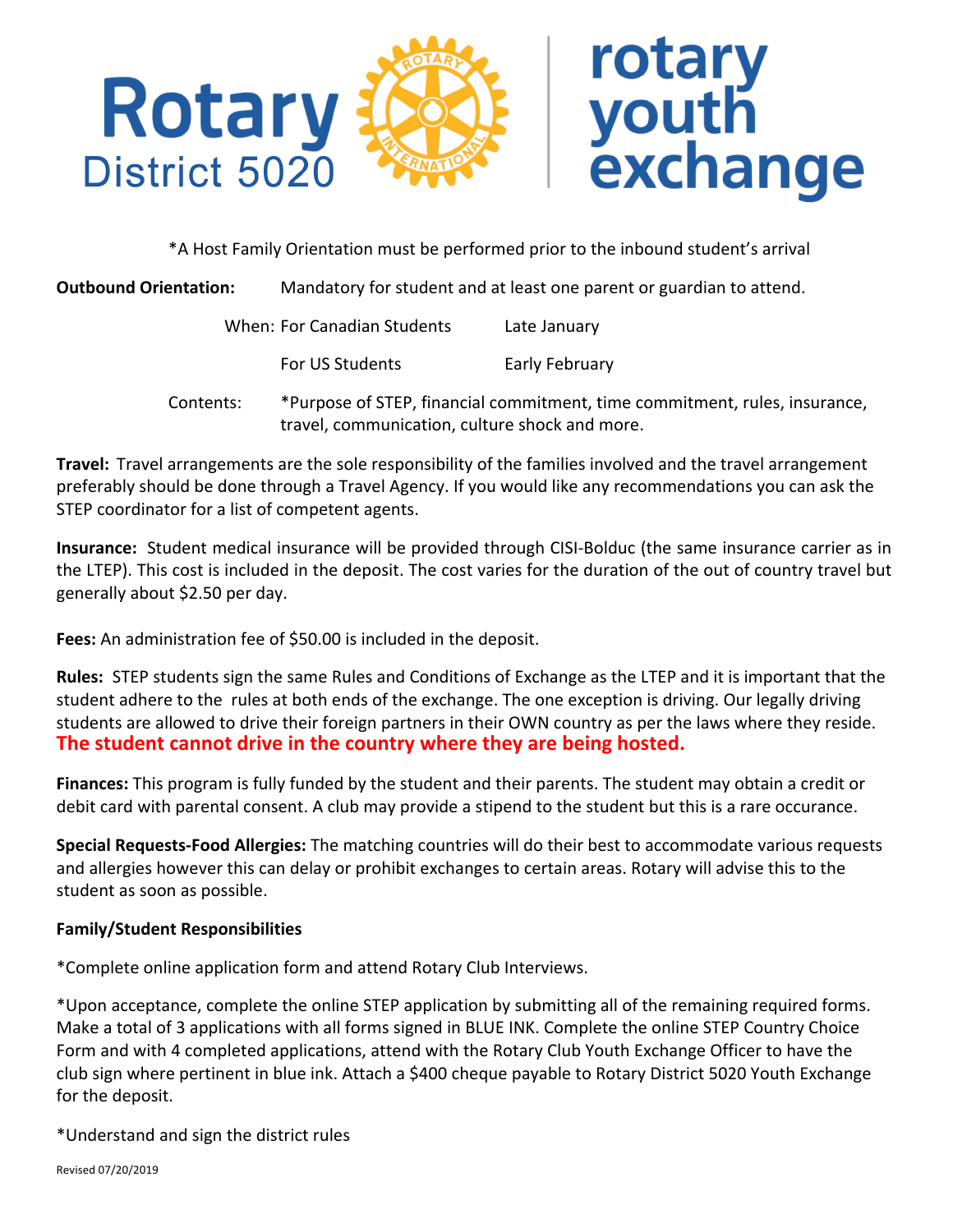*A Host Family Orientation must be performed prior to the inbound student's arrival

**Outbound Orientation:** Mandatory for student and at least one parent or guardian to attend.

When: For Canadian Students — Late January

For US Students — Early February

Contents: *Purpose of STEP, financial commitment, time commitment, rules, insurance, travel, communication, culture shock and more.

**Travel:** Travel arrangements are the sole responsibility of the families involved and the travel arrangement preferably should be done through a Travel Agency. If you would like any recommendations you can ask the STEP coordinator for a list of competent agents.

**Insurance:** Student medical insurance will be provided through CISI-Bolduc (the same insurance carrier as in the LTEP). This cost is included in the deposit. The cost varies for the duration of the out of country travel but generally about $2.50 per day.

**Fees:** An administration fee of $50.00 is included in the deposit.

**Rules:** STEP students sign the same Rules and Conditions of Exchange as the LTEP and it is important that the student adhere to the rules at both ends of the exchange. The one exception is driving. Our legally driving students are allowed to drive their foreign partners in their OWN country as per the laws where they reside. **The student cannot drive in the country where they are being hosted.**

**Finances:** This program is fully funded by the student and their parents. The student may obtain a credit or debit card with parental consent. A club may provide a stipend to the student but this is a rare occurance.

**Special Requests-Food Allergies:** The matching countries will do their best to accommodate various requests and allergies however this can delay or prohibit exchanges to certain areas. Rotary will advise this to the student as soon as possible.

**Family/Student Responsibilities**

*Complete online application form and attend Rotary Club Interviews.

*Upon acceptance, complete the online STEP application by submitting all of the remaining required forms. Make a total of 3 applications with all forms signed in BLUE INK. Complete the online STEP Country Choice Form and with 4 completed applications, attend with the Rotary Club Youth Exchange Officer to have the club sign where pertinent in blue ink. Attach a $400 cheque payable to Rotary District 5020 Youth Exchange for the deposit.

*Understand and sign the district rules

Revised 07/20/2019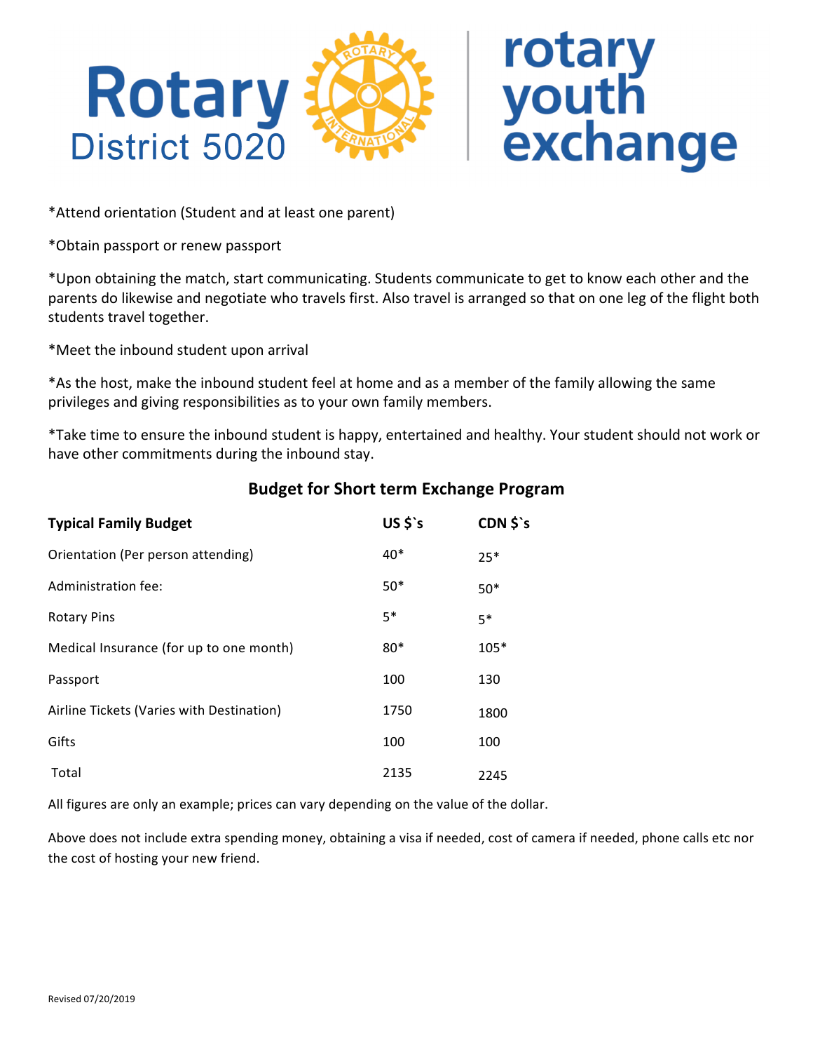Rotary District 5020

rotary youth exchange

*Attend orientation (Student and at least one parent)

*Obtain passport or renew passport

*Upon obtaining the match, start communicating. Students communicate to get to know each other and the parents do likewise and negotiate who travels first. Also travel is arranged so that on one leg of the flight both students travel together.

*Meet the inbound student upon arrival

*As the host, make the inbound student feel at home and as a member of the family allowing the same privileges and giving responsibilities as to your own family members.

*Take time to ensure the inbound student is happy, entertained and healthy. Your student should not work or have other commitments during the inbound stay.

## Budget for Short term Exchange Program

| **Typical Family Budget** | **US $`s** | **CDN $`s** |
|---|---|---|
| Orientation (Per person attending) | 40* | 25* |
| Administration fee: | 50* | 50* |
| Rotary Pins | 5* | 5* |
| Medical Insurance (for up to one month) | 80* | 105* |
| Passport | 100 | 130 |
| Airline Tickets (Varies with Destination) | 1750 | 1800 |
| Gifts | 100 | 100 |
| Total | 2135 | 2245 |

All figures are only an example; prices can vary depending on the value of the dollar.

Above does not include extra spending money, obtaining a visa if needed, cost of camera if needed, phone calls etc nor the cost of hosting your new friend.

Revised 07/20/2019